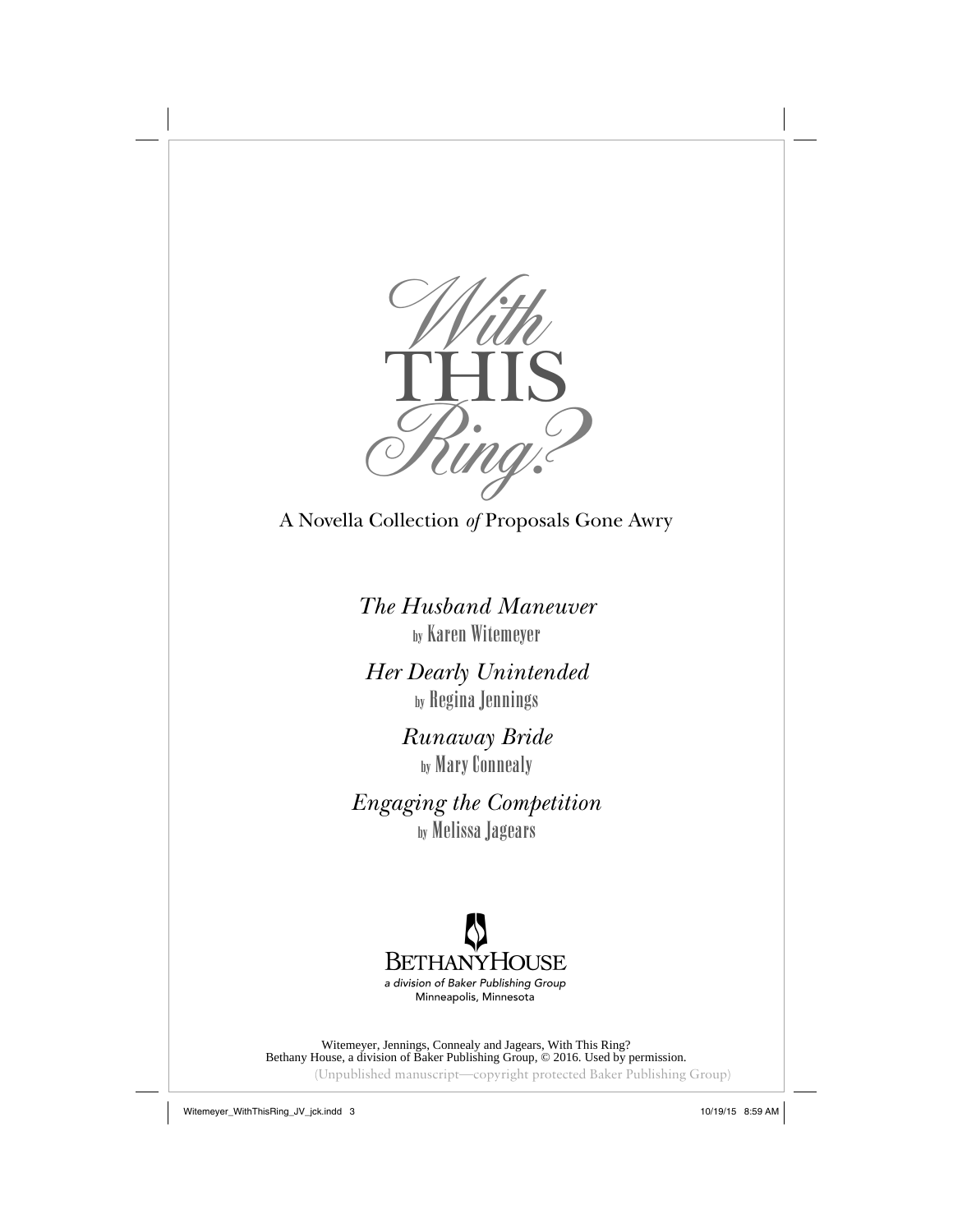# *With* THIS *Ring?*

A Novella Collection *of* Proposals Gone Awry

*The Husband Maneuver*
by Karen Witemeyer

*Her Dearly Unintended*
by Regina Jennings

*Runaway Bride*
by Mary Connealy

*Engaging the Competition*
by Melissa Jagears

BETHANYHOUSE
*a division of Baker Publishing Group*
Minneapolis, Minnesota

Witemeyer, Jennings, Connealy and Jagears, With This Ring?
Bethany House, a division of Baker Publishing Group, © 2016. Used by permission.
(Unpublished manuscript—copyright protected Baker Publishing Group)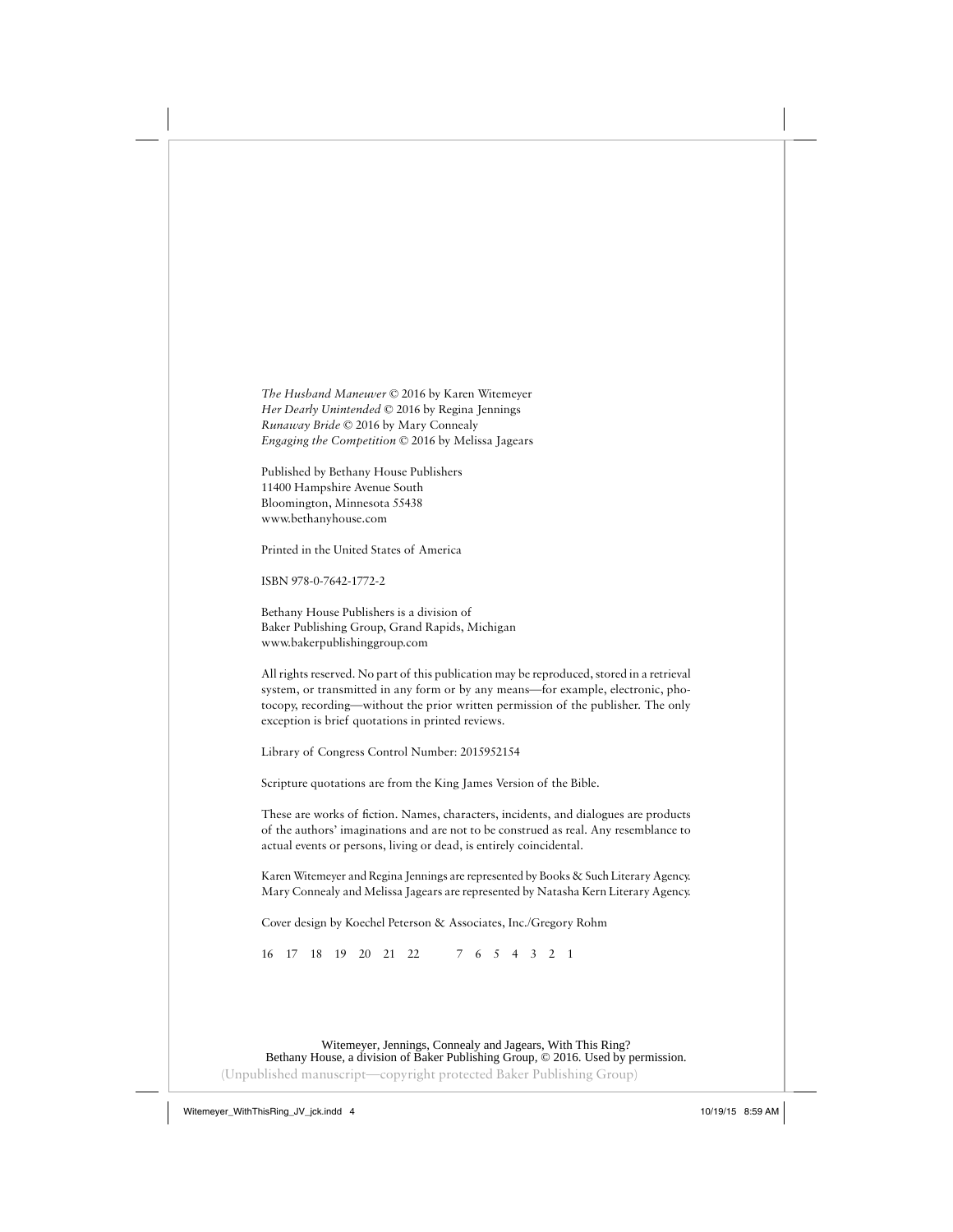*The Husband Maneuver* © 2016 by Karen Witemeyer
*Her Dearly Unintended* © 2016 by Regina Jennings
*Runaway Bride* © 2016 by Mary Connealy
*Engaging the Competition* © 2016 by Melissa Jagears

Published by Bethany House Publishers
11400 Hampshire Avenue South
Bloomington, Minnesota 55438
www.bethanyhouse.com

Printed in the United States of America

ISBN 978-0-7642-1772-2

Bethany House Publishers is a division of
Baker Publishing Group, Grand Rapids, Michigan
www.bakerpublishinggroup.com

All rights reserved. No part of this publication may be reproduced, stored in a retrieval system, or transmitted in any form or by any means—for example, electronic, photocopy, recording—without the prior written permission of the publisher. The only exception is brief quotations in printed reviews.

Library of Congress Control Number: 2015952154

Scripture quotations are from the King James Version of the Bible.

These are works of fiction. Names, characters, incidents, and dialogues are products of the authors' imaginations and are not to be construed as real. Any resemblance to actual events or persons, living or dead, is entirely coincidental.

Karen Witemeyer and Regina Jennings are represented by Books & Such Literary Agency.
Mary Connealy and Melissa Jagears are represented by Natasha Kern Literary Agency.

Cover design by Koechel Peterson & Associates, Inc./Gregory Rohm

16 17 18 19 20 21 22 7 6 5 4 3 2 1

Witemeyer, Jennings, Connealy and Jagears, With This Ring?
Bethany House, a division of Baker Publishing Group, © 2016. Used by permission.
(Unpublished manuscript—copyright protected Baker Publishing Group)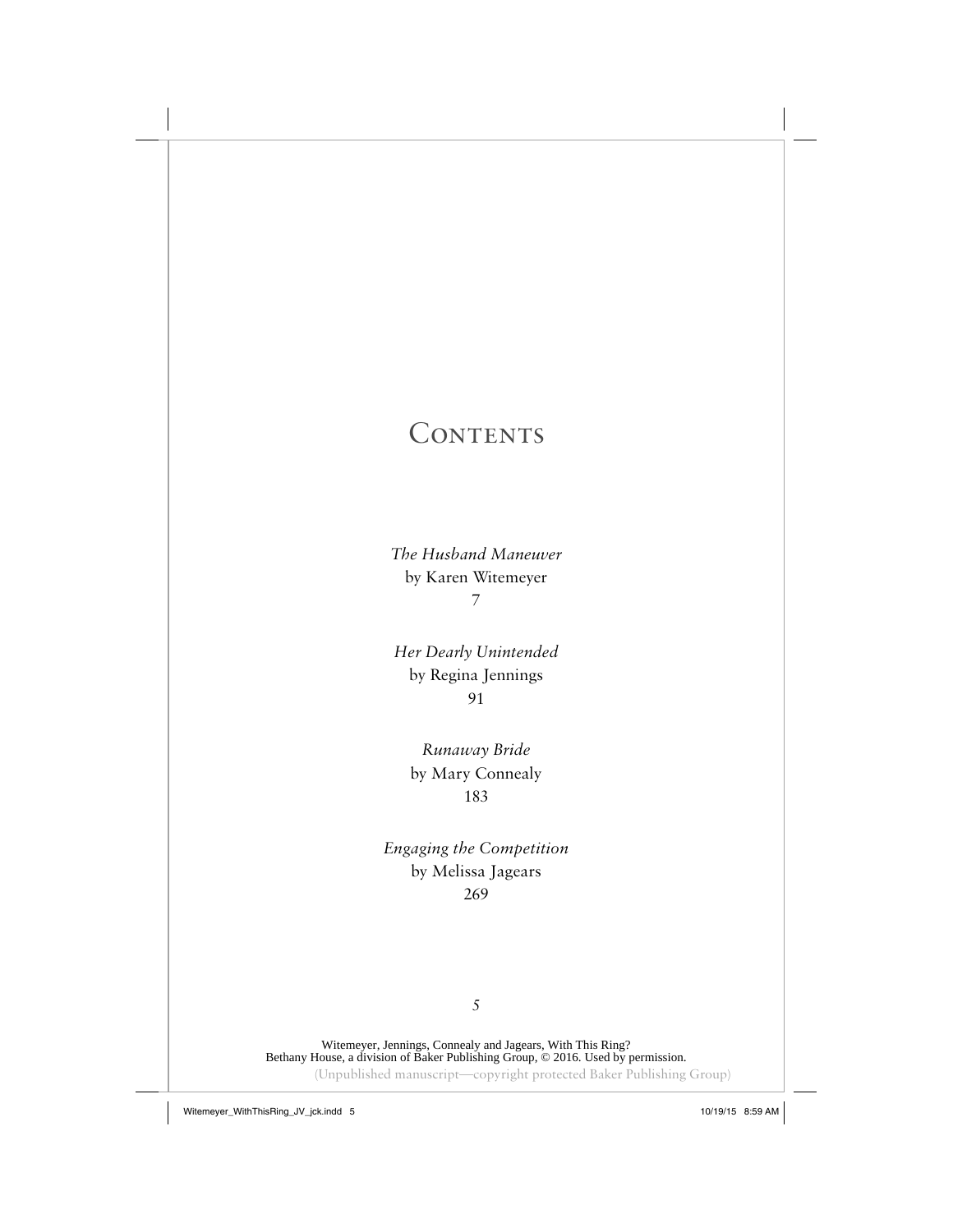# Contents

*The Husband Maneuver*
by Karen Witemeyer
7

*Her Dearly Unintended*
by Regina Jennings
91

*Runaway Bride*
by Mary Connealy
183

*Engaging the Competition*
by Melissa Jagears
269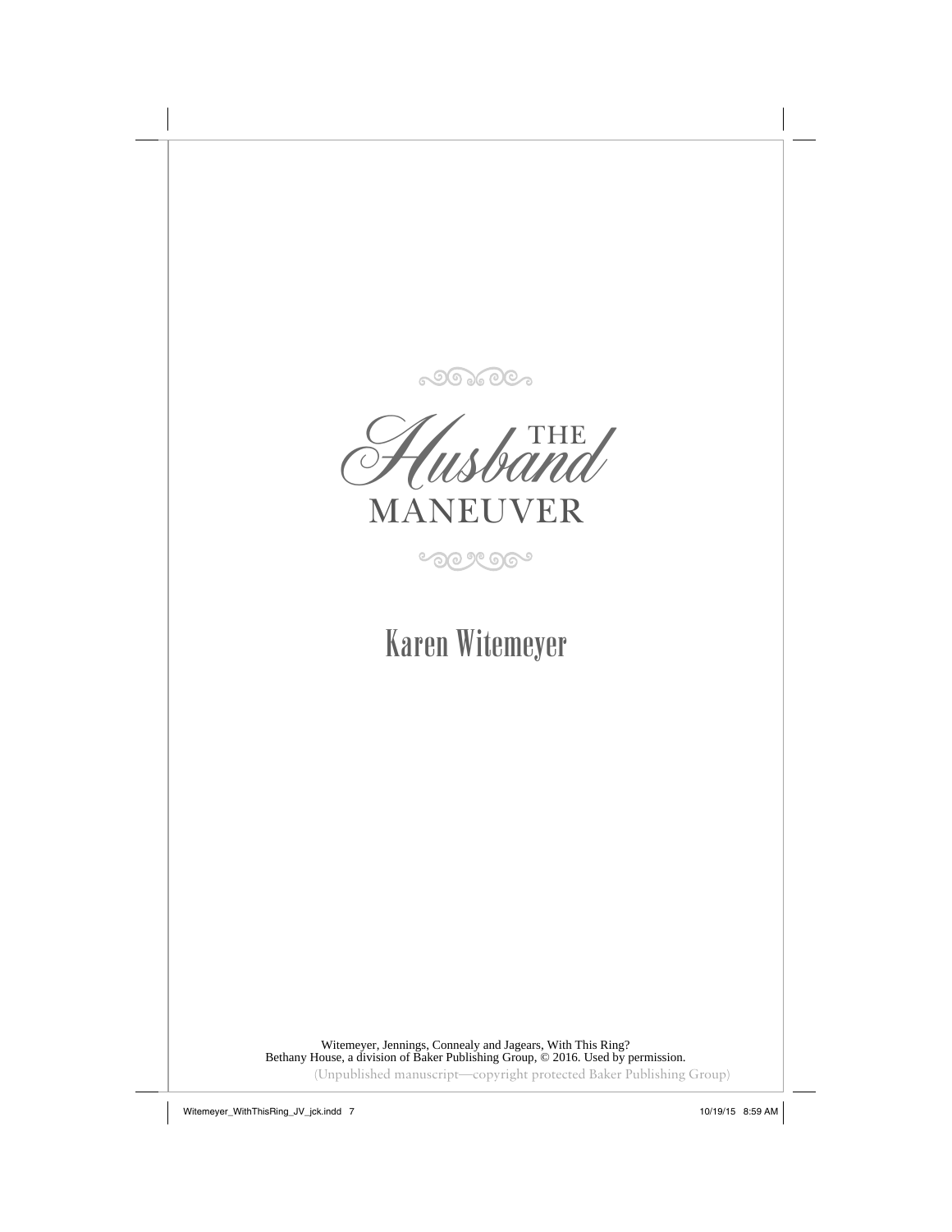# The Husband Maneuver

## Karen Witemeyer

Witemeyer, Jennings, Connealy and Jagears, With This Ring?
Bethany House, a division of Baker Publishing Group, © 2016. Used by permission.

(Unpublished manuscript—copyright protected Baker Publishing Group)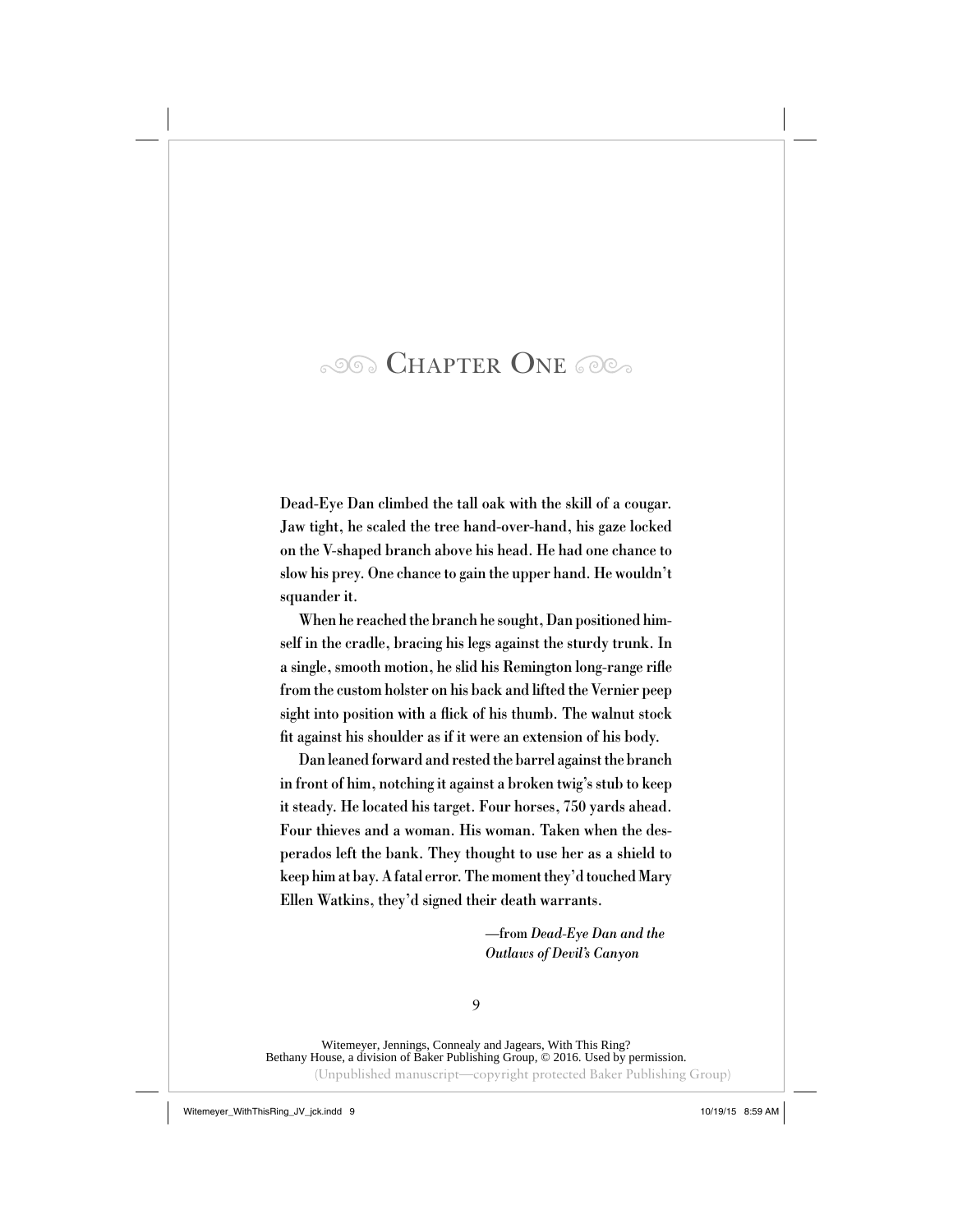# Chapter One

Dead-Eye Dan climbed the tall oak with the skill of a cougar. Jaw tight, he scaled the tree hand-over-hand, his gaze locked on the V-shaped branch above his head. He had one chance to slow his prey. One chance to gain the upper hand. He wouldn't squander it.

When he reached the branch he sought, Dan positioned himself in the cradle, bracing his legs against the sturdy trunk. In a single, smooth motion, he slid his Remington long-range rifle from the custom holster on his back and lifted the Vernier peep sight into position with a flick of his thumb. The walnut stock fit against his shoulder as if it were an extension of his body.

Dan leaned forward and rested the barrel against the branch in front of him, notching it against a broken twig's stub to keep it steady. He located his target. Four horses, 750 yards ahead. Four thieves and a woman. His woman. Taken when the desperados left the bank. They thought to use her as a shield to keep him at bay. A fatal error. The moment they'd touched Mary Ellen Watkins, they'd signed their death warrants.

—from *Dead-Eye Dan and the Outlaws of Devil's Canyon*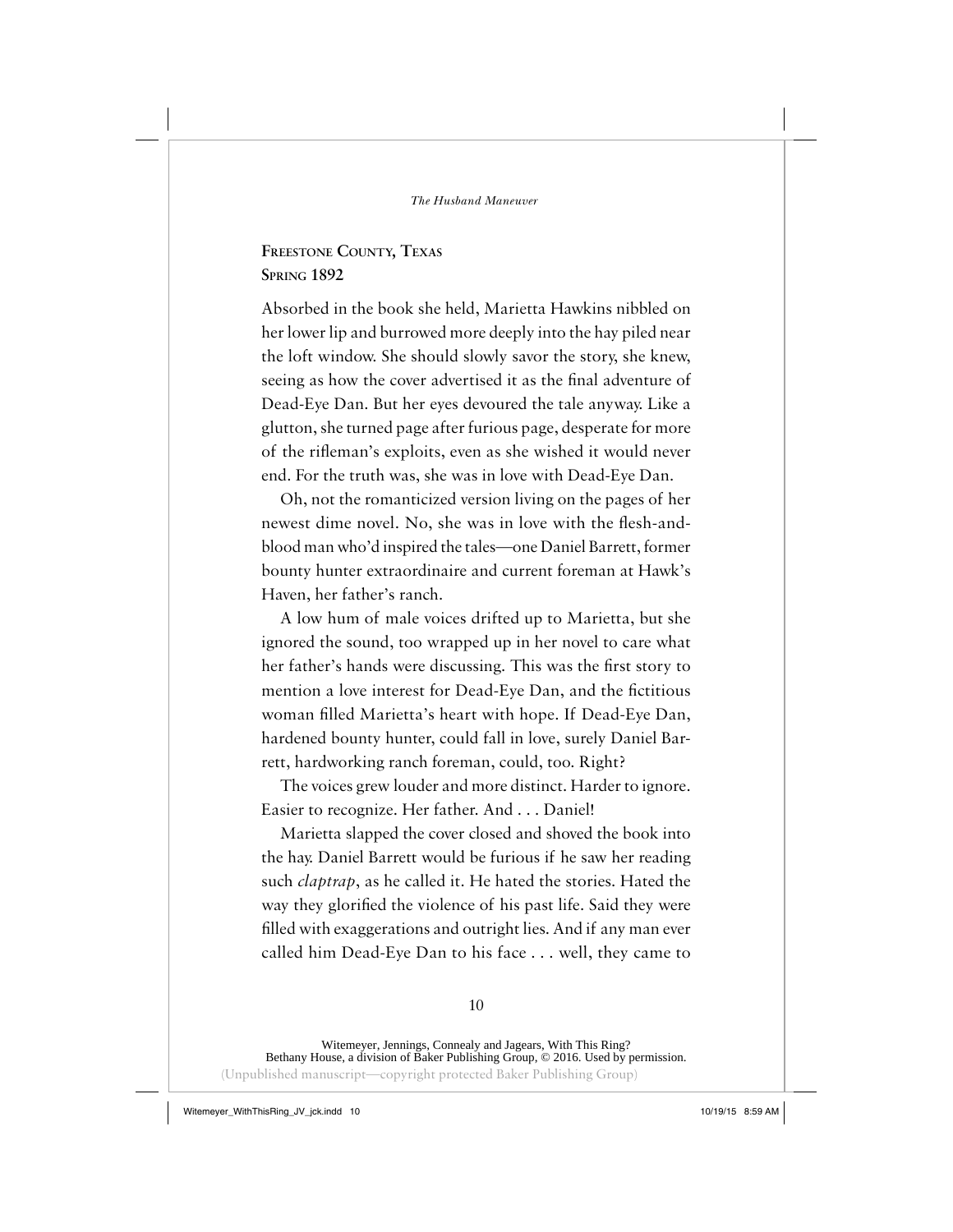**Freestone County, Texas**
**Spring 1892**

Absorbed in the book she held, Marietta Hawkins nibbled on her lower lip and burrowed more deeply into the hay piled near the loft window. She should slowly savor the story, she knew, seeing as how the cover advertised it as the final adventure of Dead-Eye Dan. But her eyes devoured the tale anyway. Like a glutton, she turned page after furious page, desperate for more of the rifleman's exploits, even as she wished it would never end. For the truth was, she was in love with Dead-Eye Dan.

Oh, not the romanticized version living on the pages of her newest dime novel. No, she was in love with the flesh-and-blood man who'd inspired the tales—one Daniel Barrett, former bounty hunter extraordinaire and current foreman at Hawk's Haven, her father's ranch.

A low hum of male voices drifted up to Marietta, but she ignored the sound, too wrapped up in her novel to care what her father's hands were discussing. This was the first story to mention a love interest for Dead-Eye Dan, and the fictitious woman filled Marietta's heart with hope. If Dead-Eye Dan, hardened bounty hunter, could fall in love, surely Daniel Barrett, hardworking ranch foreman, could, too. Right?

The voices grew louder and more distinct. Harder to ignore. Easier to recognize. Her father. And . . . Daniel!

Marietta slapped the cover closed and shoved the book into the hay. Daniel Barrett would be furious if he saw her reading such *claptrap*, as he called it. He hated the stories. Hated the way they glorified the violence of his past life. Said they were filled with exaggerations and outright lies. And if any man ever called him Dead-Eye Dan to his face . . . well, they came to

Witemeyer, Jennings, Connealy and Jagears, With This Ring?
Bethany House, a division of Baker Publishing Group, © 2016. Used by permission.
(Unpublished manuscript—copyright protected Baker Publishing Group)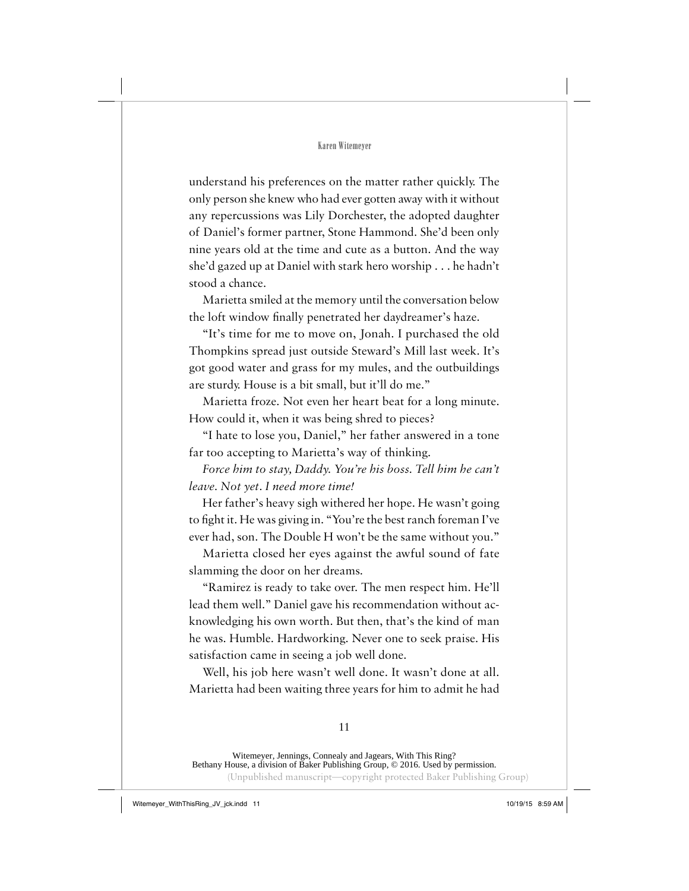understand his preferences on the matter rather quickly. The only person she knew who had ever gotten away with it without any repercussions was Lily Dorchester, the adopted daughter of Daniel's former partner, Stone Hammond. She'd been only nine years old at the time and cute as a button. And the way she'd gazed up at Daniel with stark hero worship . . . he hadn't stood a chance.

Marietta smiled at the memory until the conversation below the loft window finally penetrated her daydreamer's haze.

"It's time for me to move on, Jonah. I purchased the old Thompkins spread just outside Steward's Mill last week. It's got good water and grass for my mules, and the outbuildings are sturdy. House is a bit small, but it'll do me."

Marietta froze. Not even her heart beat for a long minute. How could it, when it was being shred to pieces?

"I hate to lose you, Daniel," her father answered in a tone far too accepting to Marietta's way of thinking.

*Force him to stay, Daddy. You're his boss. Tell him he can't leave. Not yet. I need more time!*

Her father's heavy sigh withered her hope. He wasn't going to fight it. He was giving in. "You're the best ranch foreman I've ever had, son. The Double H won't be the same without you."

Marietta closed her eyes against the awful sound of fate slamming the door on her dreams.

"Ramirez is ready to take over. The men respect him. He'll lead them well." Daniel gave his recommendation without acknowledging his own worth. But then, that's the kind of man he was. Humble. Hardworking. Never one to seek praise. His satisfaction came in seeing a job well done.

Well, his job here wasn't well done. It wasn't done at all. Marietta had been waiting three years for him to admit he had

Witemeyer, Jennings, Connealy and Jagears, With This Ring?
Bethany House, a division of Baker Publishing Group, © 2016. Used by permission.
(Unpublished manuscript—copyright protected Baker Publishing Group)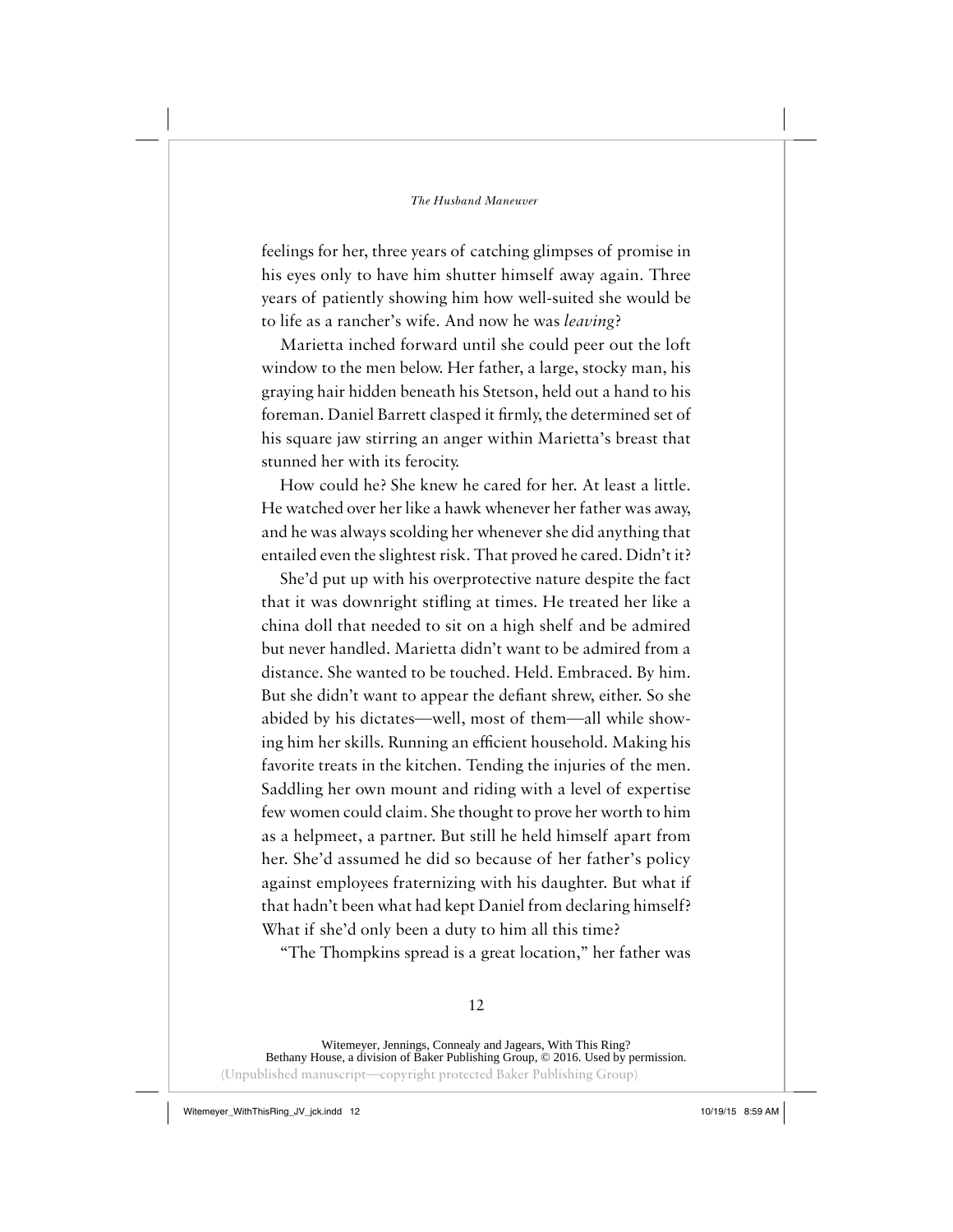feelings for her, three years of catching glimpses of promise in his eyes only to have him shutter himself away again. Three years of patiently showing him how well-suited she would be to life as a rancher's wife. And now he was *leaving*?

Marietta inched forward until she could peer out the loft window to the men below. Her father, a large, stocky man, his graying hair hidden beneath his Stetson, held out a hand to his foreman. Daniel Barrett clasped it firmly, the determined set of his square jaw stirring an anger within Marietta's breast that stunned her with its ferocity.

How could he? She knew he cared for her. At least a little. He watched over her like a hawk whenever her father was away, and he was always scolding her whenever she did anything that entailed even the slightest risk. That proved he cared. Didn't it?

She'd put up with his overprotective nature despite the fact that it was downright stifling at times. He treated her like a china doll that needed to sit on a high shelf and be admired but never handled. Marietta didn't want to be admired from a distance. She wanted to be touched. Held. Embraced. By him. But she didn't want to appear the defiant shrew, either. So she abided by his dictates—well, most of them—all while showing him her skills. Running an efficient household. Making his favorite treats in the kitchen. Tending the injuries of the men. Saddling her own mount and riding with a level of expertise few women could claim. She thought to prove her worth to him as a helpmeet, a partner. But still he held himself apart from her. She'd assumed he did so because of her father's policy against employees fraternizing with his daughter. But what if that hadn't been what had kept Daniel from declaring himself? What if she'd only been a duty to him all this time?

"The Thompkins spread is a great location," her father was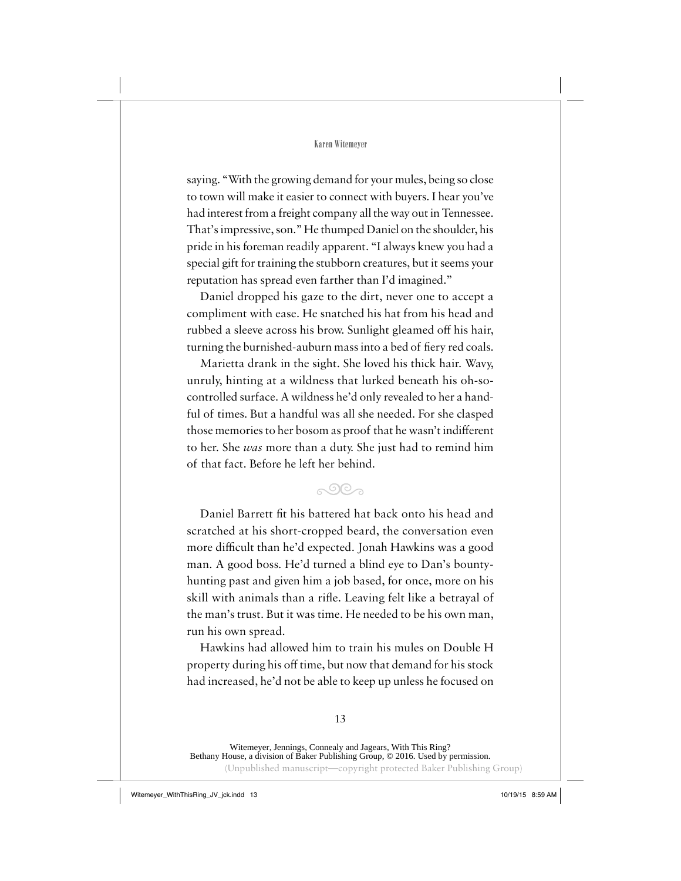saying. "With the growing demand for your mules, being so close to town will make it easier to connect with buyers. I hear you've had interest from a freight company all the way out in Tennessee. That's impressive, son." He thumped Daniel on the shoulder, his pride in his foreman readily apparent. "I always knew you had a special gift for training the stubborn creatures, but it seems your reputation has spread even farther than I'd imagined."

Daniel dropped his gaze to the dirt, never one to accept a compliment with ease. He snatched his hat from his head and rubbed a sleeve across his brow. Sunlight gleamed off his hair, turning the burnished-auburn mass into a bed of fiery red coals.

Marietta drank in the sight. She loved his thick hair. Wavy, unruly, hinting at a wildness that lurked beneath his oh-so-controlled surface. A wildness he'd only revealed to her a handful of times. But a handful was all she needed. For she clasped those memories to her bosom as proof that he wasn't indifferent to her. She *was* more than a duty. She just had to remind him of that fact. Before he left her behind.

---

Daniel Barrett fit his battered hat back onto his head and scratched at his short-cropped beard, the conversation even more difficult than he'd expected. Jonah Hawkins was a good man. A good boss. He'd turned a blind eye to Dan's bounty-hunting past and given him a job based, for once, more on his skill with animals than a rifle. Leaving felt like a betrayal of the man's trust. But it was time. He needed to be his own man, run his own spread.

Hawkins had allowed him to train his mules on Double H property during his off time, but now that demand for his stock had increased, he'd not be able to keep up unless he focused on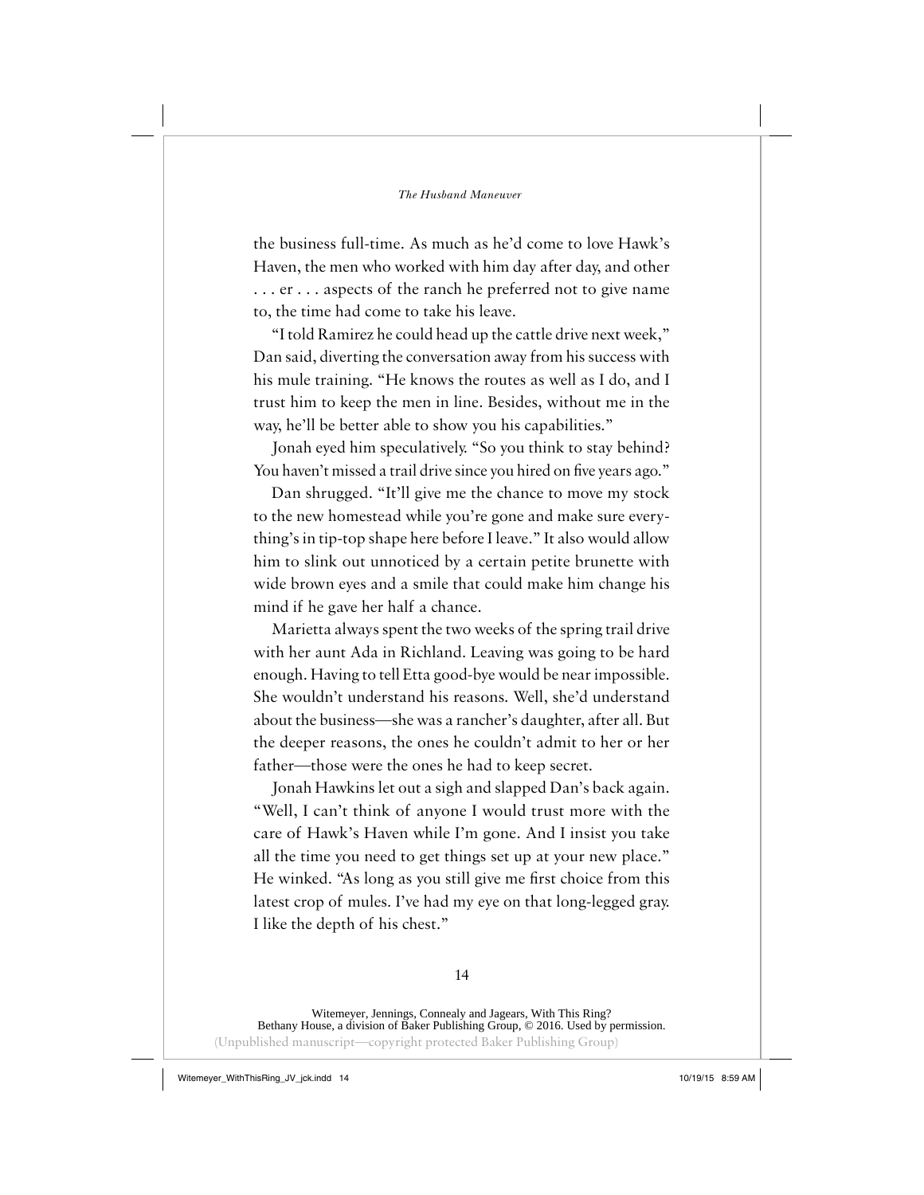the business full-time. As much as he'd come to love Hawk's Haven, the men who worked with him day after day, and other . . . er . . . aspects of the ranch he preferred not to give name to, the time had come to take his leave.

"I told Ramirez he could head up the cattle drive next week," Dan said, diverting the conversation away from his success with his mule training. "He knows the routes as well as I do, and I trust him to keep the men in line. Besides, without me in the way, he'll be better able to show you his capabilities."

Jonah eyed him speculatively. "So you think to stay behind? You haven't missed a trail drive since you hired on five years ago."

Dan shrugged. "It'll give me the chance to move my stock to the new homestead while you're gone and make sure everything's in tip-top shape here before I leave." It also would allow him to slink out unnoticed by a certain petite brunette with wide brown eyes and a smile that could make him change his mind if he gave her half a chance.

Marietta always spent the two weeks of the spring trail drive with her aunt Ada in Richland. Leaving was going to be hard enough. Having to tell Etta good-bye would be near impossible. She wouldn't understand his reasons. Well, she'd understand about the business—she was a rancher's daughter, after all. But the deeper reasons, the ones he couldn't admit to her or her father—those were the ones he had to keep secret.

Jonah Hawkins let out a sigh and slapped Dan's back again. "Well, I can't think of anyone I would trust more with the care of Hawk's Haven while I'm gone. And I insist you take all the time you need to get things set up at your new place." He winked. "As long as you still give me first choice from this latest crop of mules. I've had my eye on that long-legged gray. I like the depth of his chest."

Witemeyer, Jennings, Connealy and Jagears, With This Ring?
Bethany House, a division of Baker Publishing Group, © 2016. Used by permission.
(Unpublished manuscript—copyright protected Baker Publishing Group)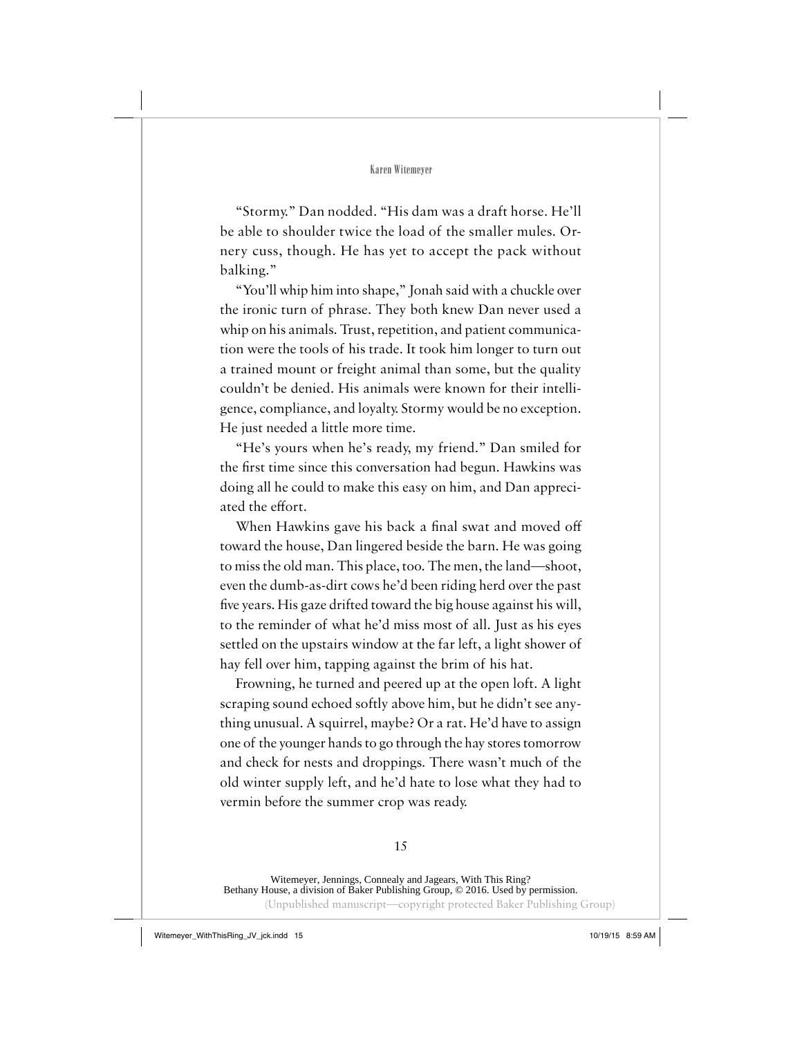"Stormy." Dan nodded. "His dam was a draft horse. He'll be able to shoulder twice the load of the smaller mules. Ornery cuss, though. He has yet to accept the pack without balking."

"You'll whip him into shape," Jonah said with a chuckle over the ironic turn of phrase. They both knew Dan never used a whip on his animals. Trust, repetition, and patient communication were the tools of his trade. It took him longer to turn out a trained mount or freight animal than some, but the quality couldn't be denied. His animals were known for their intelligence, compliance, and loyalty. Stormy would be no exception. He just needed a little more time.

"He's yours when he's ready, my friend." Dan smiled for the first time since this conversation had begun. Hawkins was doing all he could to make this easy on him, and Dan appreciated the effort.

When Hawkins gave his back a final swat and moved off toward the house, Dan lingered beside the barn. He was going to miss the old man. This place, too. The men, the land—shoot, even the dumb-as-dirt cows he'd been riding herd over the past five years. His gaze drifted toward the big house against his will, to the reminder of what he'd miss most of all. Just as his eyes settled on the upstairs window at the far left, a light shower of hay fell over him, tapping against the brim of his hat.

Frowning, he turned and peered up at the open loft. A light scraping sound echoed softly above him, but he didn't see anything unusual. A squirrel, maybe? Or a rat. He'd have to assign one of the younger hands to go through the hay stores tomorrow and check for nests and droppings. There wasn't much of the old winter supply left, and he'd hate to lose what they had to vermin before the summer crop was ready.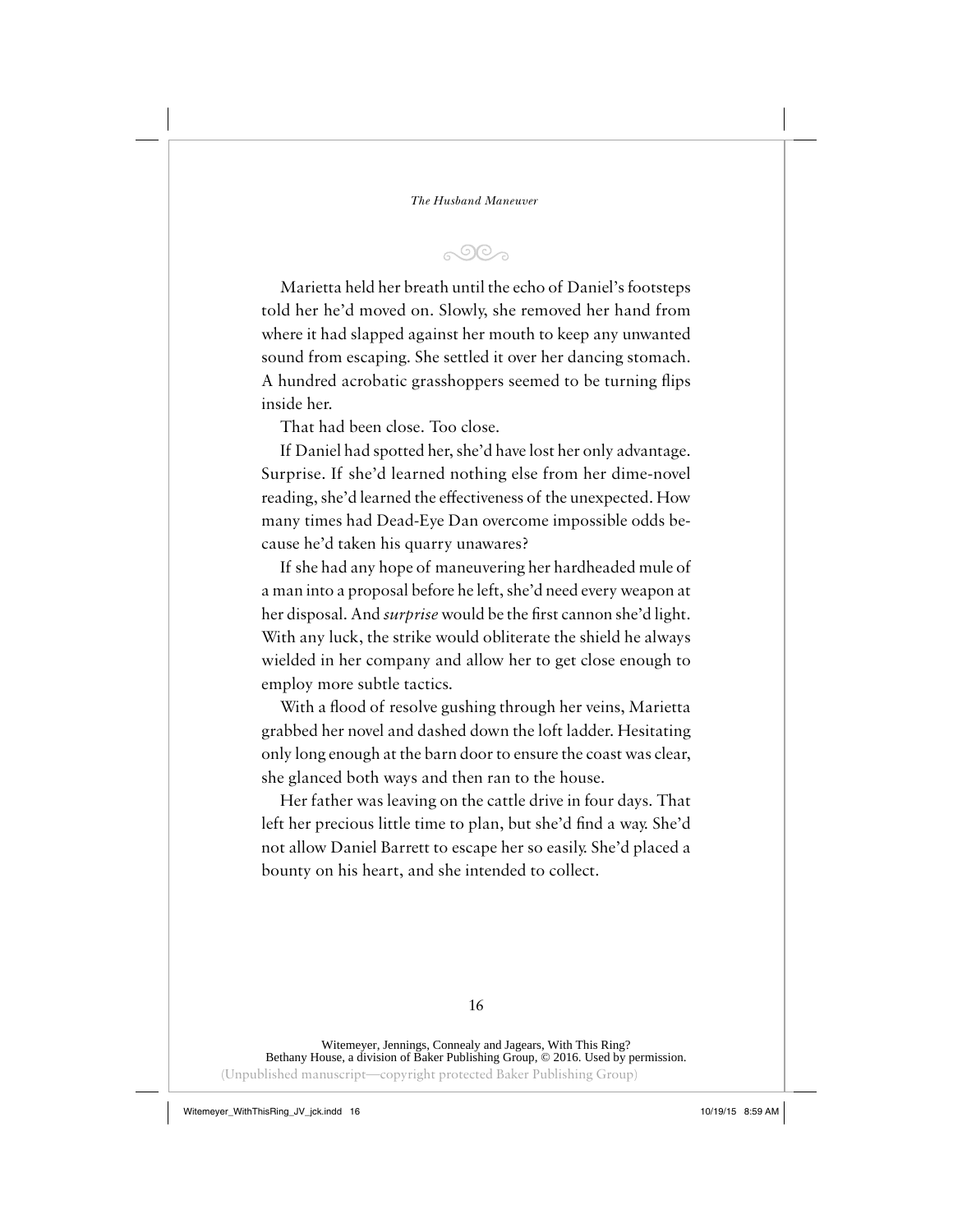Marietta held her breath until the echo of Daniel's footsteps told her he'd moved on. Slowly, she removed her hand from where it had slapped against her mouth to keep any unwanted sound from escaping. She settled it over her dancing stomach. A hundred acrobatic grasshoppers seemed to be turning flips inside her.

That had been close. Too close.

If Daniel had spotted her, she'd have lost her only advantage. Surprise. If she'd learned nothing else from her dime-novel reading, she'd learned the effectiveness of the unexpected. How many times had Dead-Eye Dan overcome impossible odds because he'd taken his quarry unawares?

If she had any hope of maneuvering her hardheaded mule of a man into a proposal before he left, she'd need every weapon at her disposal. And *surprise* would be the first cannon she'd light. With any luck, the strike would obliterate the shield he always wielded in her company and allow her to get close enough to employ more subtle tactics.

With a flood of resolve gushing through her veins, Marietta grabbed her novel and dashed down the loft ladder. Hesitating only long enough at the barn door to ensure the coast was clear, she glanced both ways and then ran to the house.

Her father was leaving on the cattle drive in four days. That left her precious little time to plan, but she'd find a way. She'd not allow Daniel Barrett to escape her so easily. She'd placed a bounty on his heart, and she intended to collect.

Witemeyer, Jennings, Connealy and Jagears, With This Ring?
Bethany House, a division of Baker Publishing Group, © 2016. Used by permission.
(Unpublished manuscript—copyright protected Baker Publishing Group)